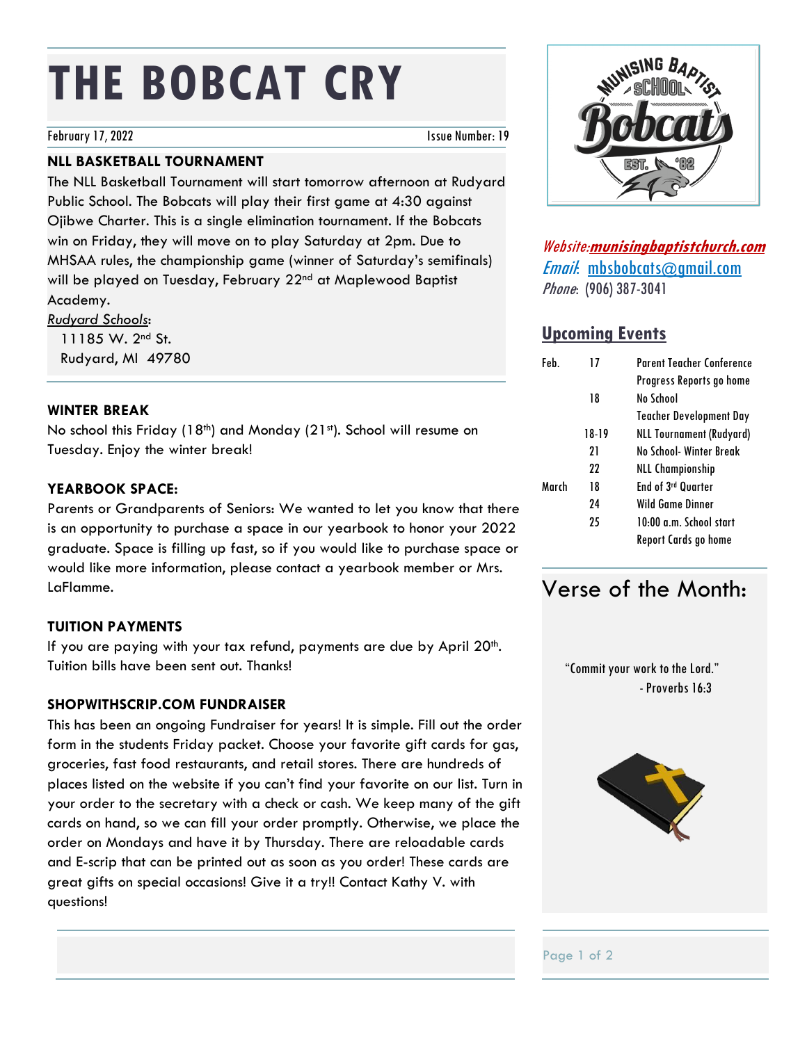# THE BOBCAT CRY

February 17, 2022 Issue Number: 19

### NLL BASKETBALL TOURNAMENT

The NLL Basketball Tournament will start tomorrow afternoon at Rudyard Public School. The Bobcats will play their first game at 4:30 against Ojibwe Charter. This is a single elimination tournament. If the Bobcats win on Friday, they will move on to play Saturday at 2pm. Due to MHSAA rules, the championship game (winner of Saturday's semifinals) will be played on Tuesday, February 22nd at Maplewood Baptist Academy.

*Rudyard Schools*:
11185 W. 2nd St.
Rudyard, MI 49780

### WINTER BREAK

No school this Friday (18th) and Monday (21st). School will resume on Tuesday. Enjoy the winter break!

### YEARBOOK SPACE:

Parents or Grandparents of Seniors: We wanted to let you know that there is an opportunity to purchase a space in our yearbook to honor your 2022 graduate. Space is filling up fast, so if you would like to purchase space or would like more information, please contact a yearbook member or Mrs. LaFlamme.

### TUITION PAYMENTS

If you are paying with your tax refund, payments are due by April 20th. Tuition bills have been sent out. Thanks!

### SHOPWITHSCRIP.COM FUNDRAISER

This has been an ongoing Fundraiser for years! It is simple. Fill out the order form in the students Friday packet. Choose your favorite gift cards for gas, groceries, fast food restaurants, and retail stores. There are hundreds of places listed on the website if you can't find your favorite on our list. Turn in your order to the secretary with a check or cash. We keep many of the gift cards on hand, so we can fill your order promptly. Otherwise, we place the order on Mondays and have it by Thursday. There are reloadable cards and E-scrip that can be printed out as soon as you order! These cards are great gifts on special occasions! Give it a try!! Contact Kathy V. with questions!

*Website:* **munisingbaptistchurch.com**
*Email*: mbsbobcats@gmail.com
*Phone*: (906) 387-3041

## Upcoming Events

| Month | Day | Event |
|---|---|---|
| Feb. | 17 | Parent Teacher Conference |
| | | Progress Reports go home |
| | 18 | No School |
| | | Teacher Development Day |
| | 18-19 | NLL Tournament (Rudyard) |
| | 21 | No School- Winter Break |
| | 22 | NLL Championship |
| March | 18 | End of 3rd Quarter |
| | 24 | Wild Game Dinner |
| | 25 | 10:00 a.m. School start |
| | | Report Cards go home |

## Verse of the Month:

"Commit your work to the Lord."
- Proverbs 16:3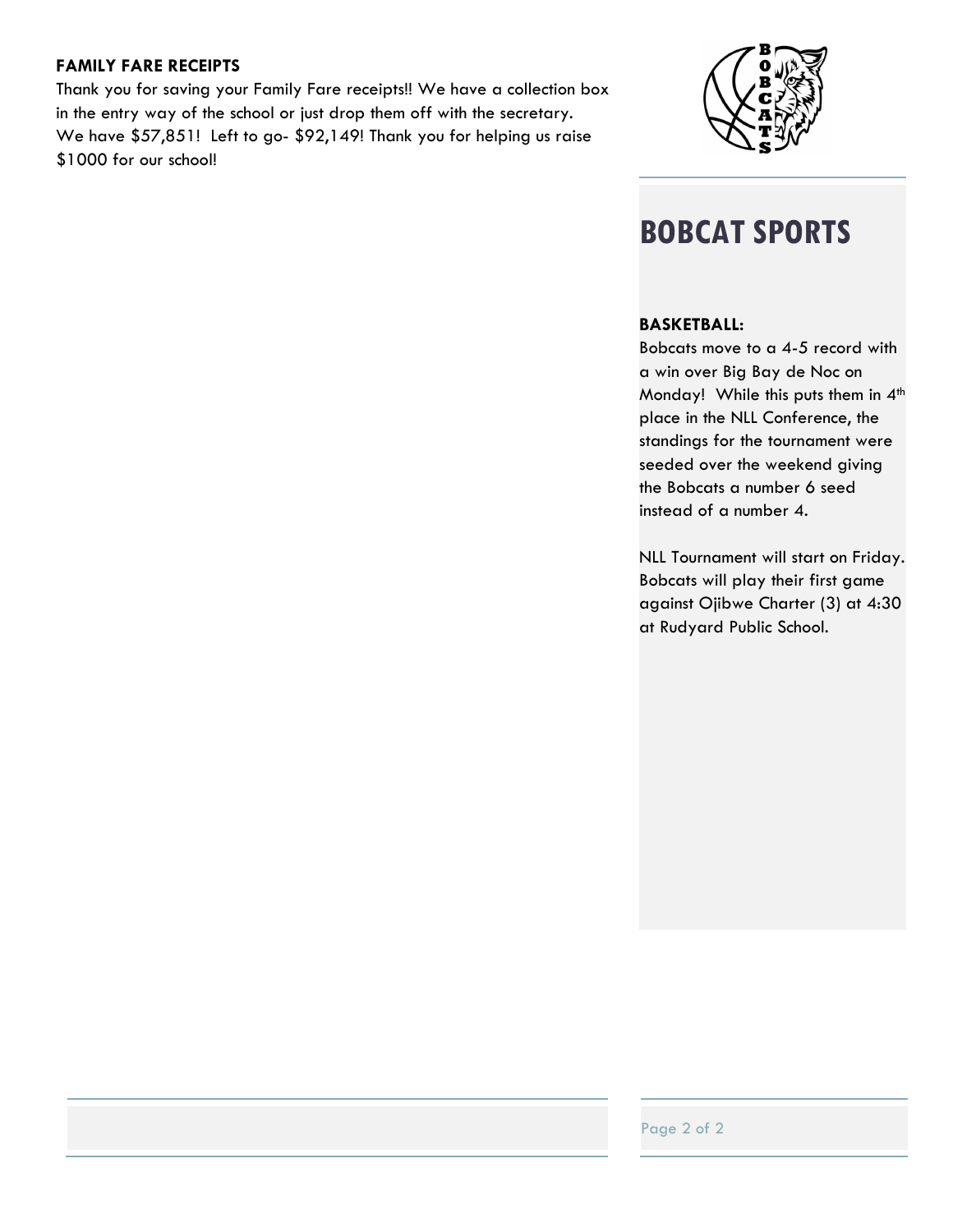**FAMILY FARE RECEIPTS**

Thank you for saving your Family Fare receipts!! We have a collection box in the entry way of the school or just drop them off with the secretary. We have $57,851! Left to go- $92,149! Thank you for helping us raise $1000 for our school!

# BOBCAT SPORTS

**BASKETBALL:**

Bobcats move to a 4-5 record with a win over Big Bay de Noc on Monday! While this puts them in 4th place in the NLL Conference, the standings for the tournament were seeded over the weekend giving the Bobcats a number 6 seed instead of a number 4.

NLL Tournament will start on Friday. Bobcats will play their first game against Ojibwe Charter (3) at 4:30 at Rudyard Public School.